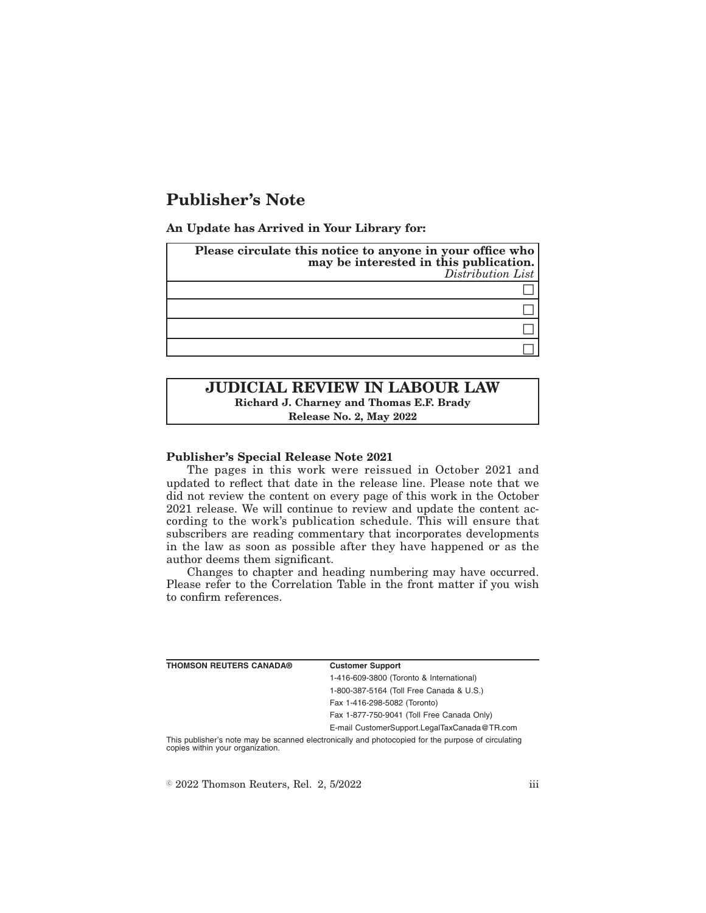# Publisher's Note

**An Update has Arrived in Your Library for:**

| **Please circulate this notice to anyone in your office who may be interested in this publication.** *Distribution List* |
|---|
| ☐ |
| ☐ |
| ☐ |
| ☐ |

## JUDICIAL REVIEW IN LABOUR LAW

**Richard J. Charney and Thomas E.F. Brady**

**Release No. 2, May 2022**

**Publisher's Special Release Note 2021**

The pages in this work were reissued in October 2021 and updated to reflect that date in the release line. Please note that we did not review the content on every page of this work in the October 2021 release. We will continue to review and update the content according to the work's publication schedule. This will ensure that subscribers are reading commentary that incorporates developments in the law as soon as possible after they have happened or as the author deems them significant.

Changes to chapter and heading numbering may have occurred. Please refer to the Correlation Table in the front matter if you wish to confirm references.

| **THOMSON REUTERS CANADA®** | **Customer Support** |
|---|---|
| | 1-416-609-3800 (Toronto & International) |
| | 1-800-387-5164 (Toll Free Canada & U.S.) |
| | Fax 1-416-298-5082 (Toronto) |
| | Fax 1-877-750-9041 (Toll Free Canada Only) |
| | E-mail CustomerSupport.LegalTaxCanada@TR.com |

This publisher's note may be scanned electronically and photocopied for the purpose of circulating copies within your organization.

© 2022 Thomson Reuters, Rel. 2, 5/2022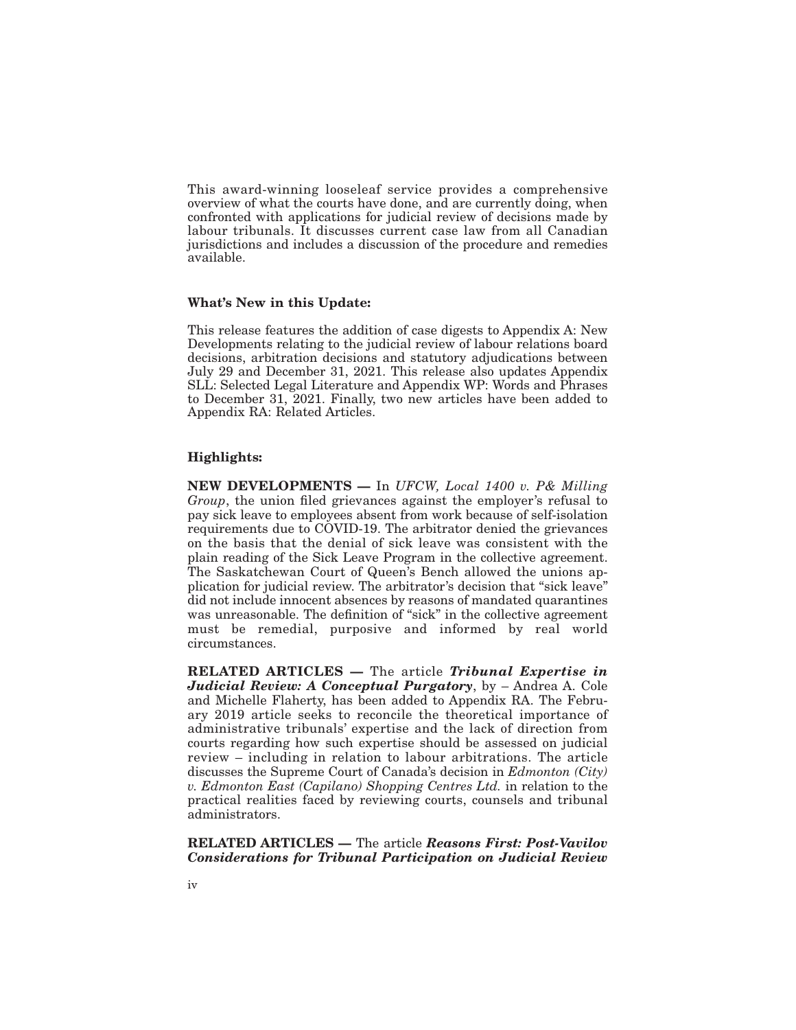This award-winning looseleaf service provides a comprehensive overview of what the courts have done, and are currently doing, when confronted with applications for judicial review of decisions made by labour tribunals. It discusses current case law from all Canadian jurisdictions and includes a discussion of the procedure and remedies available.

**What's New in this Update:**

This release features the addition of case digests to Appendix A: New Developments relating to the judicial review of labour relations board decisions, arbitration decisions and statutory adjudications between July 29 and December 31, 2021. This release also updates Appendix SLL: Selected Legal Literature and Appendix WP: Words and Phrases to December 31, 2021. Finally, two new articles have been added to Appendix RA: Related Articles.

**Highlights:**

**NEW DEVELOPMENTS —** In *UFCW, Local 1400 v. P& Milling Group*, the union filed grievances against the employer's refusal to pay sick leave to employees absent from work because of self-isolation requirements due to COVID-19. The arbitrator denied the grievances on the basis that the denial of sick leave was consistent with the plain reading of the Sick Leave Program in the collective agreement. The Saskatchewan Court of Queen's Bench allowed the unions application for judicial review. The arbitrator's decision that "sick leave" did not include innocent absences by reasons of mandated quarantines was unreasonable. The definition of "sick" in the collective agreement must be remedial, purposive and informed by real world circumstances.

**RELATED ARTICLES —** The article ***Tribunal Expertise in Judicial Review: A Conceptual Purgatory***, by – Andrea A. Cole and Michelle Flaherty, has been added to Appendix RA. The February 2019 article seeks to reconcile the theoretical importance of administrative tribunals' expertise and the lack of direction from courts regarding how such expertise should be assessed on judicial review – including in relation to labour arbitrations. The article discusses the Supreme Court of Canada's decision in *Edmonton (City) v. Edmonton East (Capilano) Shopping Centres Ltd.* in relation to the practical realities faced by reviewing courts, counsels and tribunal administrators.

**RELATED ARTICLES —** The article ***Reasons First: Post-Vavilov Considerations for Tribunal Participation on Judicial Review***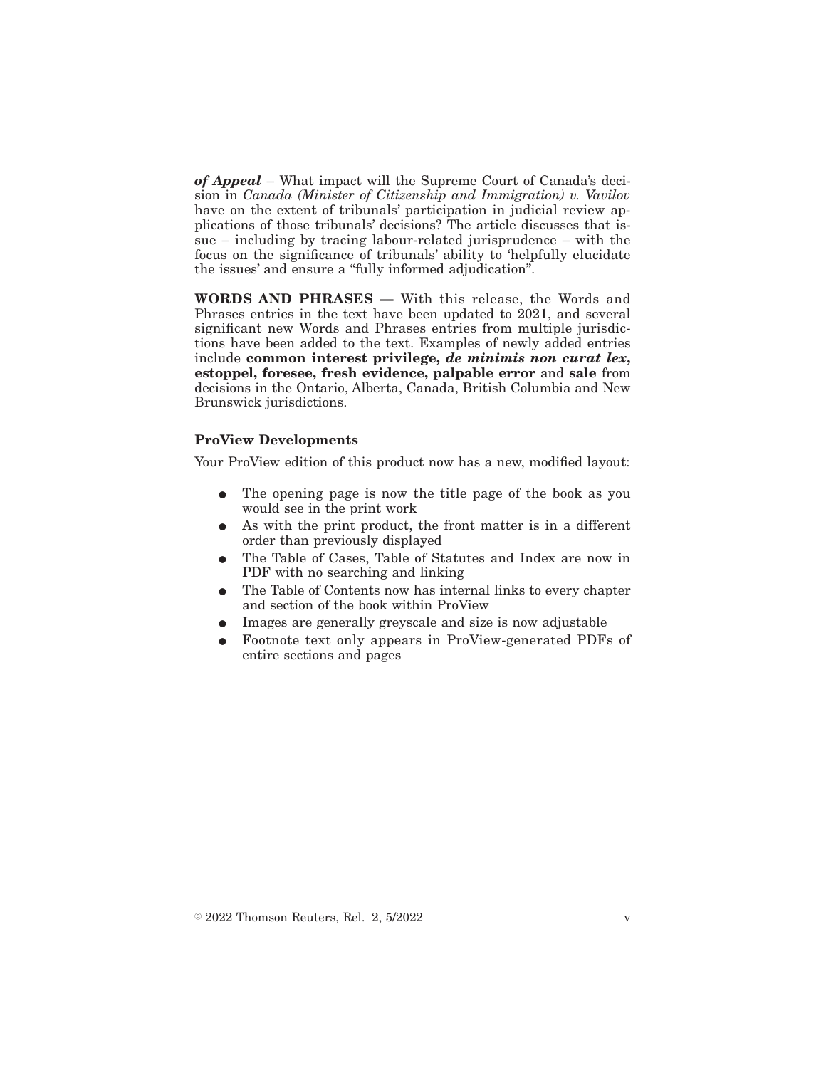***of Appeal*** – What impact will the Supreme Court of Canada's decision in *Canada (Minister of Citizenship and Immigration) v. Vavilov* have on the extent of tribunals' participation in judicial review applications of those tribunals' decisions? The article discusses that issue – including by tracing labour-related jurisprudence – with the focus on the significance of tribunals' ability to 'helpfully elucidate the issues' and ensure a "fully informed adjudication".

**WORDS AND PHRASES —** With this release, the Words and Phrases entries in the text have been updated to 2021, and several significant new Words and Phrases entries from multiple jurisdictions have been added to the text. Examples of newly added entries include **common interest privilege,** ***de minimis non curat lex,*** **estoppel, foresee, fresh evidence, palpable error** and **sale** from decisions in the Ontario, Alberta, Canada, British Columbia and New Brunswick jurisdictions.

### ProView Developments

Your ProView edition of this product now has a new, modified layout:

- The opening page is now the title page of the book as you would see in the print work
- As with the print product, the front matter is in a different order than previously displayed
- The Table of Cases, Table of Statutes and Index are now in PDF with no searching and linking
- The Table of Contents now has internal links to every chapter and section of the book within ProView
- Images are generally greyscale and size is now adjustable
- Footnote text only appears in ProView-generated PDFs of entire sections and pages